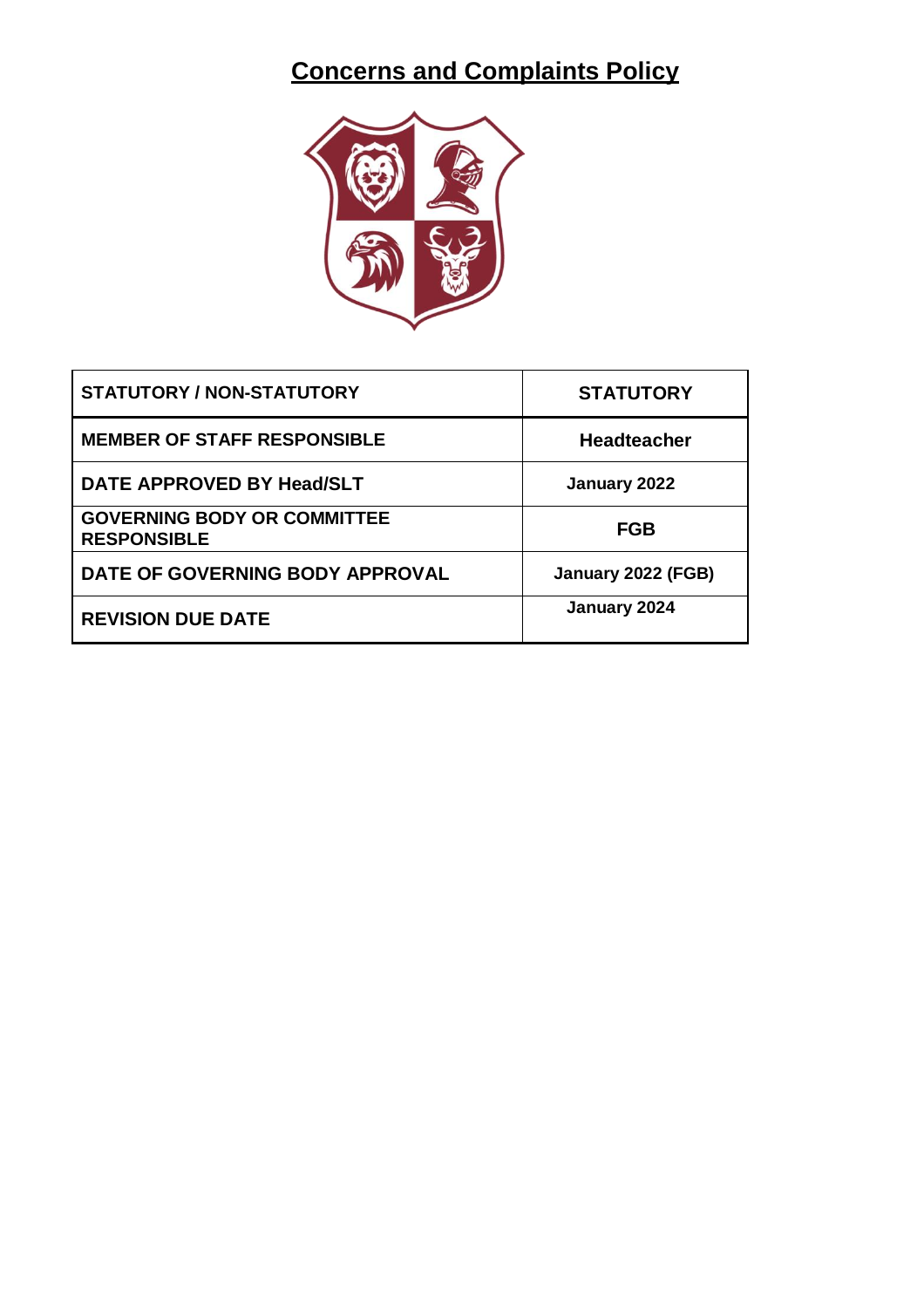# Concerns and Complaints Policy

| STATUTORY / NON-STATUTORY | STATUTORY |
|---|---|
| MEMBER OF STAFF RESPONSIBLE | Headteacher |
| DATE APPROVED BY Head/SLT | January 2022 |
| GOVERNING BODY OR COMMITTEE RESPONSIBLE | FGB |
| DATE OF GOVERNING BODY APPROVAL | January 2022 (FGB) |
| REVISION DUE DATE | January 2024 |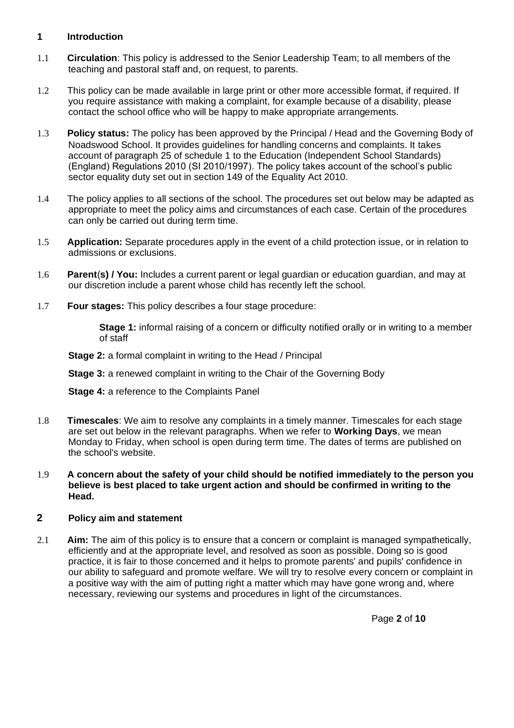## 1 Introduction

1.1 **Circulation**: This policy is addressed to the Senior Leadership Team; to all members of the teaching and pastoral staff and, on request, to parents.

1.2 This policy can be made available in large print or other more accessible format, if required. If you require assistance with making a complaint, for example because of a disability, please contact the school office who will be happy to make appropriate arrangements.

1.3 **Policy status:** The policy has been approved by the Principal / Head and the Governing Body of Noadswood School. It provides guidelines for handling concerns and complaints. It takes account of paragraph 25 of schedule 1 to the Education (Independent School Standards) (England) Regulations 2010 (SI 2010/1997). The policy takes account of the school's public sector equality duty set out in section 149 of the Equality Act 2010.

1.4 The policy applies to all sections of the school. The procedures set out below may be adapted as appropriate to meet the policy aims and circumstances of each case. Certain of the procedures can only be carried out during term time.

1.5 **Application:** Separate procedures apply in the event of a child protection issue, or in relation to admissions or exclusions.

1.6 **Parent(s) / You:** Includes a current parent or legal guardian or education guardian, and may at our discretion include a parent whose child has recently left the school.

1.7 **Four stages:** This policy describes a four stage procedure:

**Stage 1:** informal raising of a concern or difficulty notified orally or in writing to a member of staff

**Stage 2:** a formal complaint in writing to the Head / Principal

**Stage 3:** a renewed complaint in writing to the Chair of the Governing Body

**Stage 4:** a reference to the Complaints Panel

1.8 **Timescales**: We aim to resolve any complaints in a timely manner. Timescales for each stage are set out below in the relevant paragraphs. When we refer to **Working Days**, we mean Monday to Friday, when school is open during term time. The dates of terms are published on the school's website.

1.9 **A concern about the safety of your child should be notified immediately to the person you believe is best placed to take urgent action and should be confirmed in writing to the Head.**

## 2 Policy aim and statement

2.1 **Aim:** The aim of this policy is to ensure that a concern or complaint is managed sympathetically, efficiently and at the appropriate level, and resolved as soon as possible. Doing so is good practice, it is fair to those concerned and it helps to promote parents' and pupils' confidence in our ability to safeguard and promote welfare. We will try to resolve every concern or complaint in a positive way with the aim of putting right a matter which may have gone wrong and, where necessary, reviewing our systems and procedures in light of the circumstances.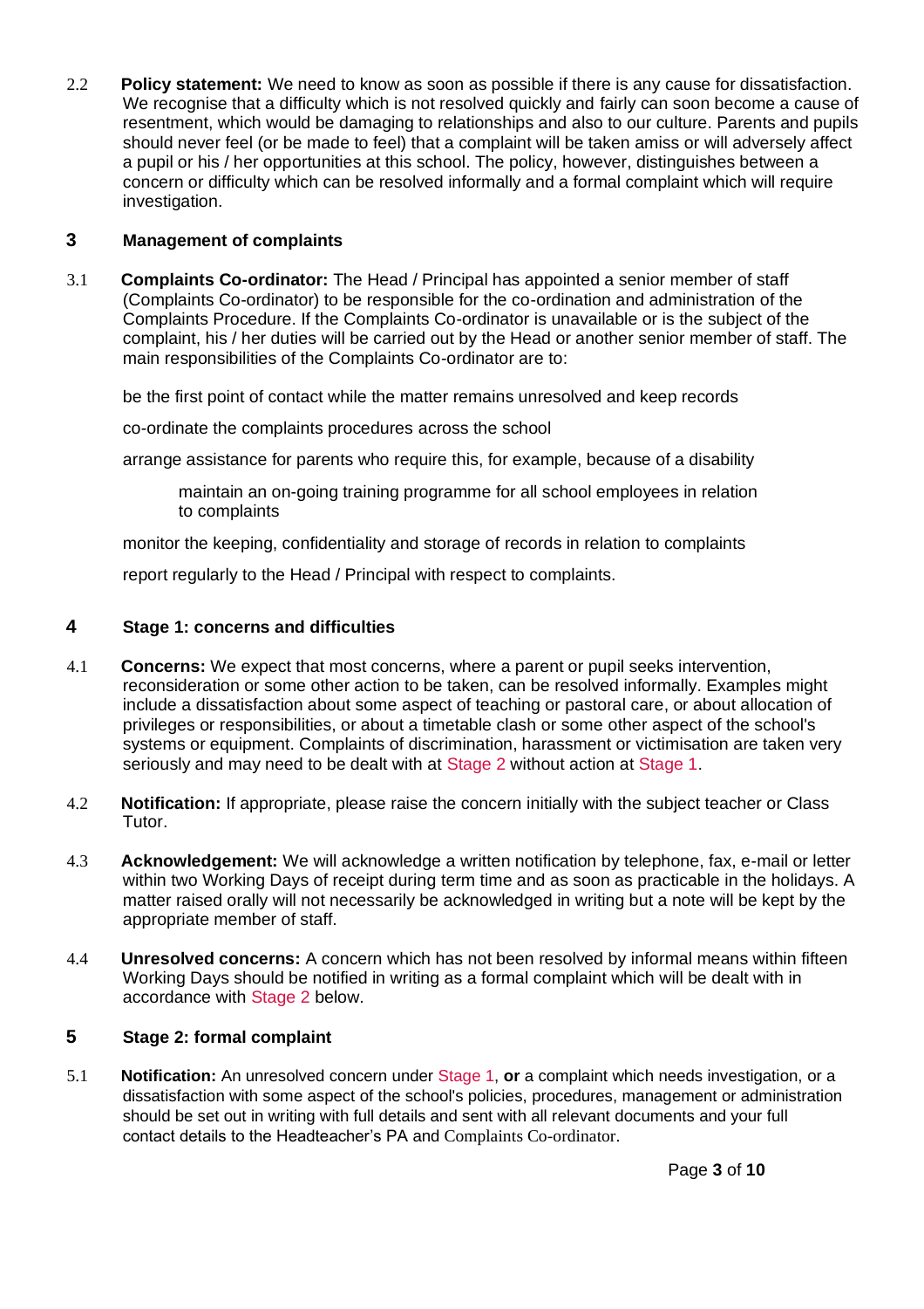2.2 **Policy statement:** We need to know as soon as possible if there is any cause for dissatisfaction. We recognise that a difficulty which is not resolved quickly and fairly can soon become a cause of resentment, which would be damaging to relationships and also to our culture. Parents and pupils should never feel (or be made to feel) that a complaint will be taken amiss or will adversely affect a pupil or his / her opportunities at this school. The policy, however, distinguishes between a concern or difficulty which can be resolved informally and a formal complaint which will require investigation.

## 3 Management of complaints

3.1 **Complaints Co-ordinator:** The Head / Principal has appointed a senior member of staff (Complaints Co-ordinator) to be responsible for the co-ordination and administration of the Complaints Procedure. If the Complaints Co-ordinator is unavailable or is the subject of the complaint, his / her duties will be carried out by the Head or another senior member of staff. The main responsibilities of the Complaints Co-ordinator are to:

- be the first point of contact while the matter remains unresolved and keep records
- co-ordinate the complaints procedures across the school
- arrange assistance for parents who require this, for example, because of a disability
- maintain an on-going training programme for all school employees in relation to complaints
- monitor the keeping, confidentiality and storage of records in relation to complaints
- report regularly to the Head / Principal with respect to complaints.

## 4 Stage 1: concerns and difficulties

4.1 **Concerns:** We expect that most concerns, where a parent or pupil seeks intervention, reconsideration or some other action to be taken, can be resolved informally. Examples might include a dissatisfaction about some aspect of teaching or pastoral care, or about allocation of privileges or responsibilities, or about a timetable clash or some other aspect of the school's systems or equipment. Complaints of discrimination, harassment or victimisation are taken very seriously and may need to be dealt with at Stage 2 without action at Stage 1.

4.2 **Notification:** If appropriate, please raise the concern initially with the subject teacher or Class Tutor.

4.3 **Acknowledgement:** We will acknowledge a written notification by telephone, fax, e-mail or letter within two Working Days of receipt during term time and as soon as practicable in the holidays. A matter raised orally will not necessarily be acknowledged in writing but a note will be kept by the appropriate member of staff.

4.4 **Unresolved concerns:** A concern which has not been resolved by informal means within fifteen Working Days should be notified in writing as a formal complaint which will be dealt with in accordance with Stage 2 below.

## 5 Stage 2: formal complaint

5.1 **Notification:** An unresolved concern under Stage 1, **or** a complaint which needs investigation, or a dissatisfaction with some aspect of the school's policies, procedures, management or administration should be set out in writing with full details and sent with all relevant documents and your full contact details to the Headteacher's PA and Complaints Co-ordinator.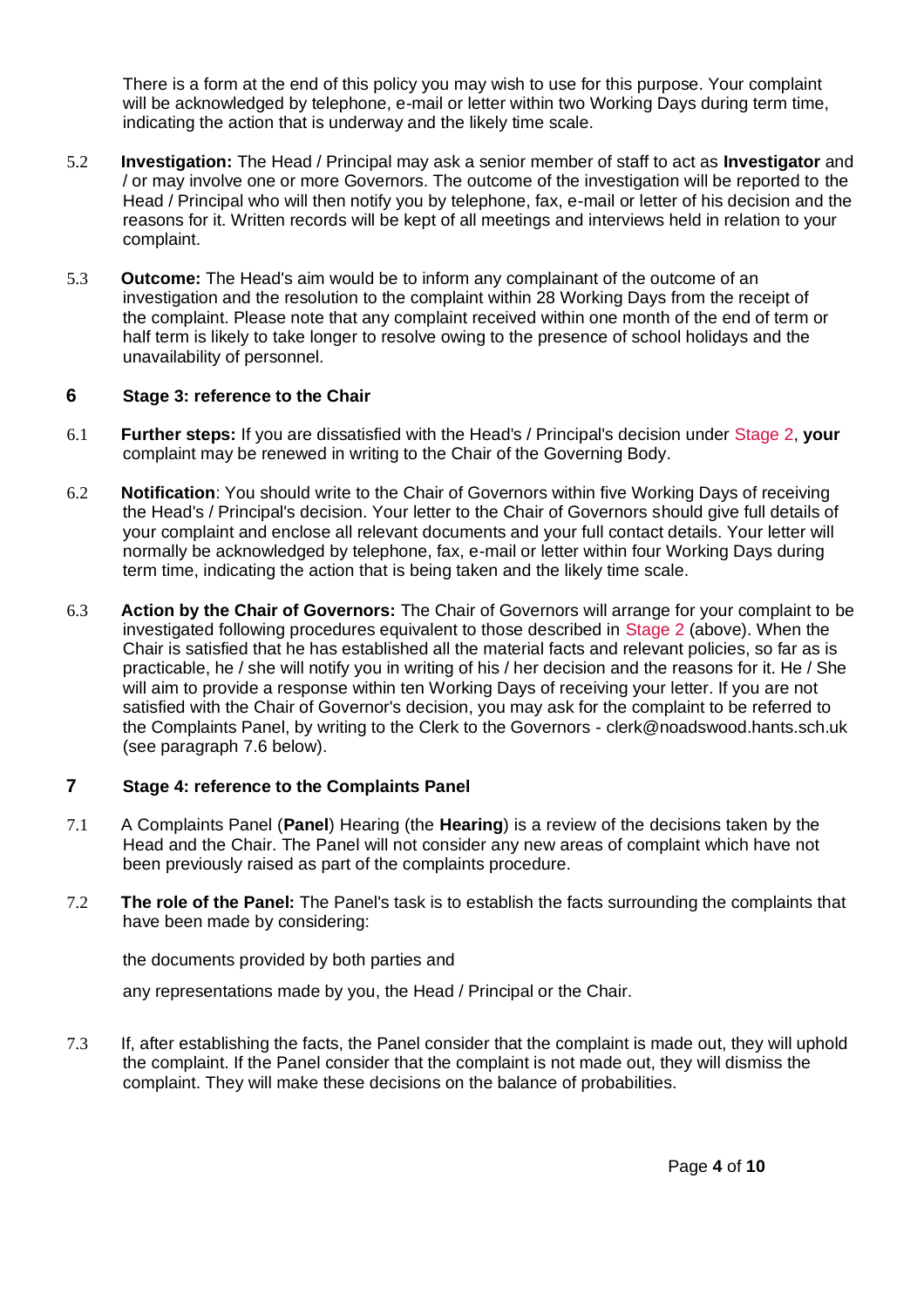There is a form at the end of this policy you may wish to use for this purpose. Your complaint will be acknowledged by telephone, e-mail or letter within two Working Days during term time, indicating the action that is underway and the likely time scale.

5.2 **Investigation:** The Head / Principal may ask a senior member of staff to act as **Investigator** and / or may involve one or more Governors. The outcome of the investigation will be reported to the Head / Principal who will then notify you by telephone, fax, e-mail or letter of his decision and the reasons for it. Written records will be kept of all meetings and interviews held in relation to your complaint.

5.3 **Outcome:** The Head's aim would be to inform any complainant of the outcome of an investigation and the resolution to the complaint within 28 Working Days from the receipt of the complaint. Please note that any complaint received within one month of the end of term or half term is likely to take longer to resolve owing to the presence of school holidays and the unavailability of personnel.

## 6 Stage 3: reference to the Chair

6.1 **Further steps:** If you are dissatisfied with the Head's / Principal's decision under Stage 2, **your** complaint may be renewed in writing to the Chair of the Governing Body.

6.2 **Notification**: You should write to the Chair of Governors within five Working Days of receiving the Head's / Principal's decision. Your letter to the Chair of Governors should give full details of your complaint and enclose all relevant documents and your full contact details. Your letter will normally be acknowledged by telephone, fax, e-mail or letter within four Working Days during term time, indicating the action that is being taken and the likely time scale.

6.3 **Action by the Chair of Governors:** The Chair of Governors will arrange for your complaint to be investigated following procedures equivalent to those described in Stage 2 (above). When the Chair is satisfied that he has established all the material facts and relevant policies, so far as is practicable, he / she will notify you in writing of his / her decision and the reasons for it. He / She will aim to provide a response within ten Working Days of receiving your letter. If you are not satisfied with the Chair of Governor's decision, you may ask for the complaint to be referred to the Complaints Panel, by writing to the Clerk to the Governors - clerk@noadswood.hants.sch.uk (see paragraph 7.6 below).

## 7 Stage 4: reference to the Complaints Panel

7.1 A Complaints Panel (**Panel**) Hearing (the **Hearing**) is a review of the decisions taken by the Head and the Chair. The Panel will not consider any new areas of complaint which have not been previously raised as part of the complaints procedure.

7.2 **The role of the Panel:** The Panel's task is to establish the facts surrounding the complaints that have been made by considering:

the documents provided by both parties and

any representations made by you, the Head / Principal or the Chair.

7.3 If, after establishing the facts, the Panel consider that the complaint is made out, they will uphold the complaint. If the Panel consider that the complaint is not made out, they will dismiss the complaint. They will make these decisions on the balance of probabilities.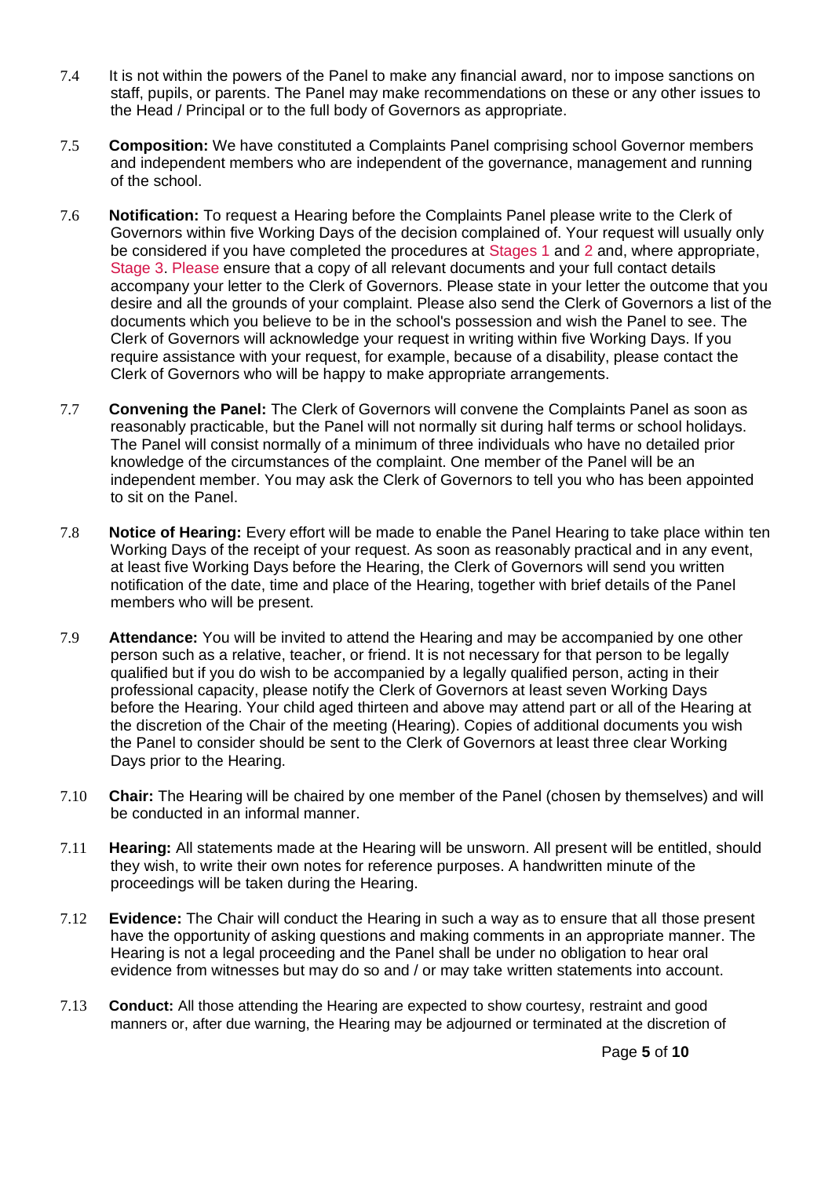7.4 It is not within the powers of the Panel to make any financial award, nor to impose sanctions on staff, pupils, or parents. The Panel may make recommendations on these or any other issues to the Head / Principal or to the full body of Governors as appropriate.

7.5 **Composition:** We have constituted a Complaints Panel comprising school Governor members and independent members who are independent of the governance, management and running of the school.

7.6 **Notification:** To request a Hearing before the Complaints Panel please write to the Clerk of Governors within five Working Days of the decision complained of. Your request will usually only be considered if you have completed the procedures at Stages 1 and 2 and, where appropriate, Stage 3. Please ensure that a copy of all relevant documents and your full contact details accompany your letter to the Clerk of Governors. Please state in your letter the outcome that you desire and all the grounds of your complaint. Please also send the Clerk of Governors a list of the documents which you believe to be in the school's possession and wish the Panel to see. The Clerk of Governors will acknowledge your request in writing within five Working Days. If you require assistance with your request, for example, because of a disability, please contact the Clerk of Governors who will be happy to make appropriate arrangements.

7.7 **Convening the Panel:** The Clerk of Governors will convene the Complaints Panel as soon as reasonably practicable, but the Panel will not normally sit during half terms or school holidays. The Panel will consist normally of a minimum of three individuals who have no detailed prior knowledge of the circumstances of the complaint. One member of the Panel will be an independent member. You may ask the Clerk of Governors to tell you who has been appointed to sit on the Panel.

7.8 **Notice of Hearing:** Every effort will be made to enable the Panel Hearing to take place within ten Working Days of the receipt of your request. As soon as reasonably practical and in any event, at least five Working Days before the Hearing, the Clerk of Governors will send you written notification of the date, time and place of the Hearing, together with brief details of the Panel members who will be present.

7.9 **Attendance:** You will be invited to attend the Hearing and may be accompanied by one other person such as a relative, teacher, or friend. It is not necessary for that person to be legally qualified but if you do wish to be accompanied by a legally qualified person, acting in their professional capacity, please notify the Clerk of Governors at least seven Working Days before the Hearing. Your child aged thirteen and above may attend part or all of the Hearing at the discretion of the Chair of the meeting (Hearing). Copies of additional documents you wish the Panel to consider should be sent to the Clerk of Governors at least three clear Working Days prior to the Hearing.

7.10 **Chair:** The Hearing will be chaired by one member of the Panel (chosen by themselves) and will be conducted in an informal manner.

7.11 **Hearing:** All statements made at the Hearing will be unsworn. All present will be entitled, should they wish, to write their own notes for reference purposes. A handwritten minute of the proceedings will be taken during the Hearing.

7.12 **Evidence:** The Chair will conduct the Hearing in such a way as to ensure that all those present have the opportunity of asking questions and making comments in an appropriate manner. The Hearing is not a legal proceeding and the Panel shall be under no obligation to hear oral evidence from witnesses but may do so and / or may take written statements into account.

7.13 **Conduct:** All those attending the Hearing are expected to show courtesy, restraint and good manners or, after due warning, the Hearing may be adjourned or terminated at the discretion of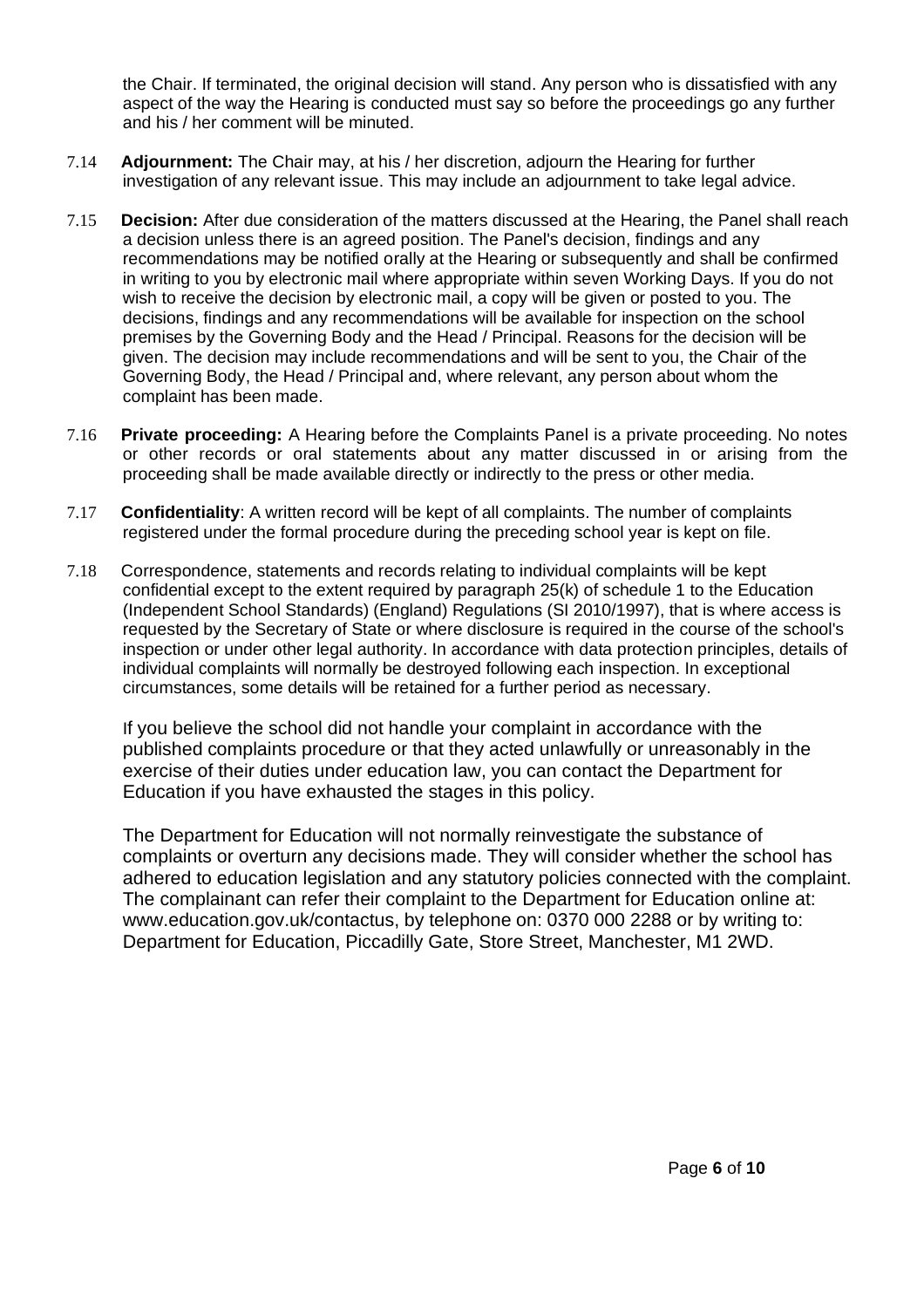the Chair. If terminated, the original decision will stand. Any person who is dissatisfied with any aspect of the way the Hearing is conducted must say so before the proceedings go any further and his / her comment will be minuted.

7.14 **Adjournment:** The Chair may, at his / her discretion, adjourn the Hearing for further investigation of any relevant issue. This may include an adjournment to take legal advice.

7.15 **Decision:** After due consideration of the matters discussed at the Hearing, the Panel shall reach a decision unless there is an agreed position. The Panel's decision, findings and any recommendations may be notified orally at the Hearing or subsequently and shall be confirmed in writing to you by electronic mail where appropriate within seven Working Days. If you do not wish to receive the decision by electronic mail, a copy will be given or posted to you. The decisions, findings and any recommendations will be available for inspection on the school premises by the Governing Body and the Head / Principal. Reasons for the decision will be given. The decision may include recommendations and will be sent to you, the Chair of the Governing Body, the Head / Principal and, where relevant, any person about whom the complaint has been made.

7.16 **Private proceeding:** A Hearing before the Complaints Panel is a private proceeding. No notes or other records or oral statements about any matter discussed in or arising from the proceeding shall be made available directly or indirectly to the press or other media.

7.17 **Confidentiality**: A written record will be kept of all complaints. The number of complaints registered under the formal procedure during the preceding school year is kept on file.

7.18 Correspondence, statements and records relating to individual complaints will be kept confidential except to the extent required by paragraph 25(k) of schedule 1 to the Education (Independent School Standards) (England) Regulations (SI 2010/1997), that is where access is requested by the Secretary of State or where disclosure is required in the course of the school's inspection or under other legal authority. In accordance with data protection principles, details of individual complaints will normally be destroyed following each inspection. In exceptional circumstances, some details will be retained for a further period as necessary.

If you believe the school did not handle your complaint in accordance with the published complaints procedure or that they acted unlawfully or unreasonably in the exercise of their duties under education law, you can contact the Department for Education if you have exhausted the stages in this policy.

The Department for Education will not normally reinvestigate the substance of complaints or overturn any decisions made. They will consider whether the school has adhered to education legislation and any statutory policies connected with the complaint. The complainant can refer their complaint to the Department for Education online at: www.education.gov.uk/contactus, by telephone on: 0370 000 2288 or by writing to: Department for Education, Piccadilly Gate, Store Street, Manchester, M1 2WD.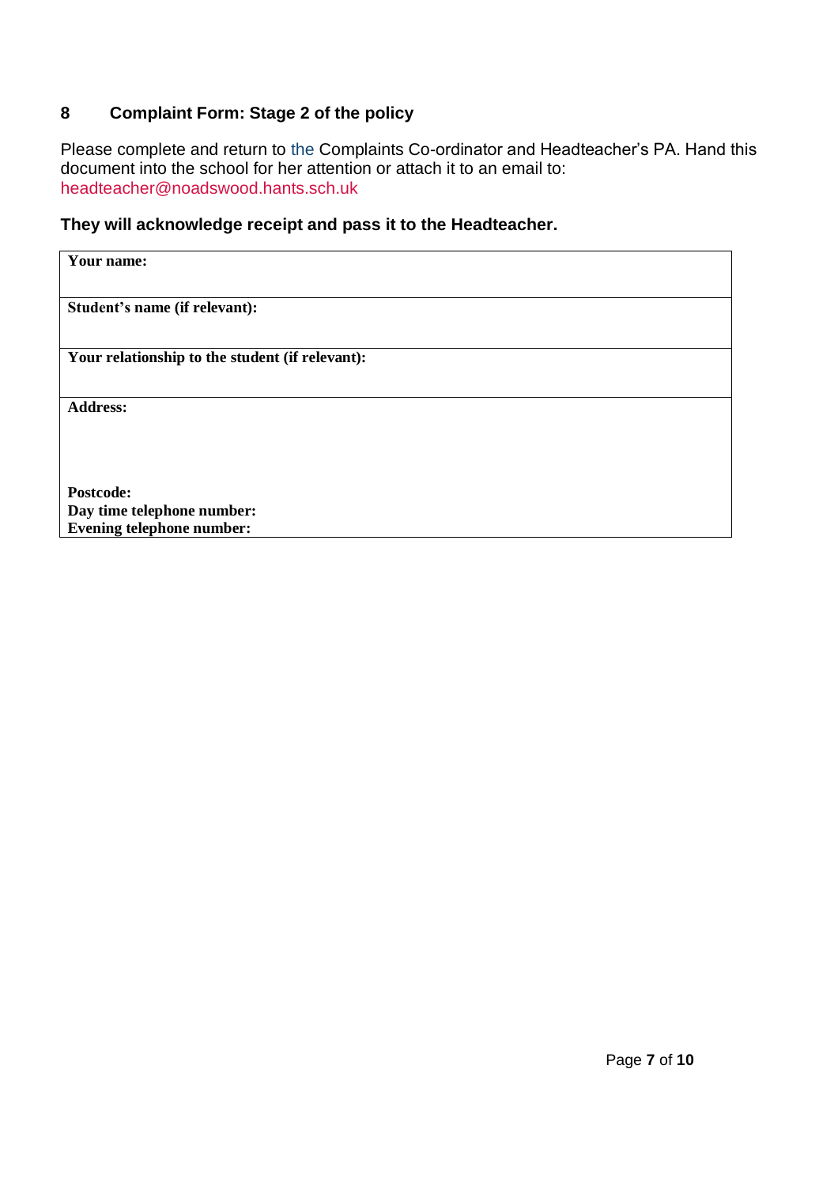## 8 Complaint Form: Stage 2 of the policy

Please complete and return to the Complaints Co-ordinator and Headteacher's PA. Hand this document into the school for her attention or attach it to an email to: headteacher@noadswood.hants.sch.uk

**They will acknowledge receipt and pass it to the Headteacher.**

| **Your name:** |
|---|
| **Student's name (if relevant):** |
| **Your relationship to the student (if relevant):** |
| **Address:**<br><br><br><br>**Postcode:**<br>**Day time telephone number:**<br>**Evening telephone number:** |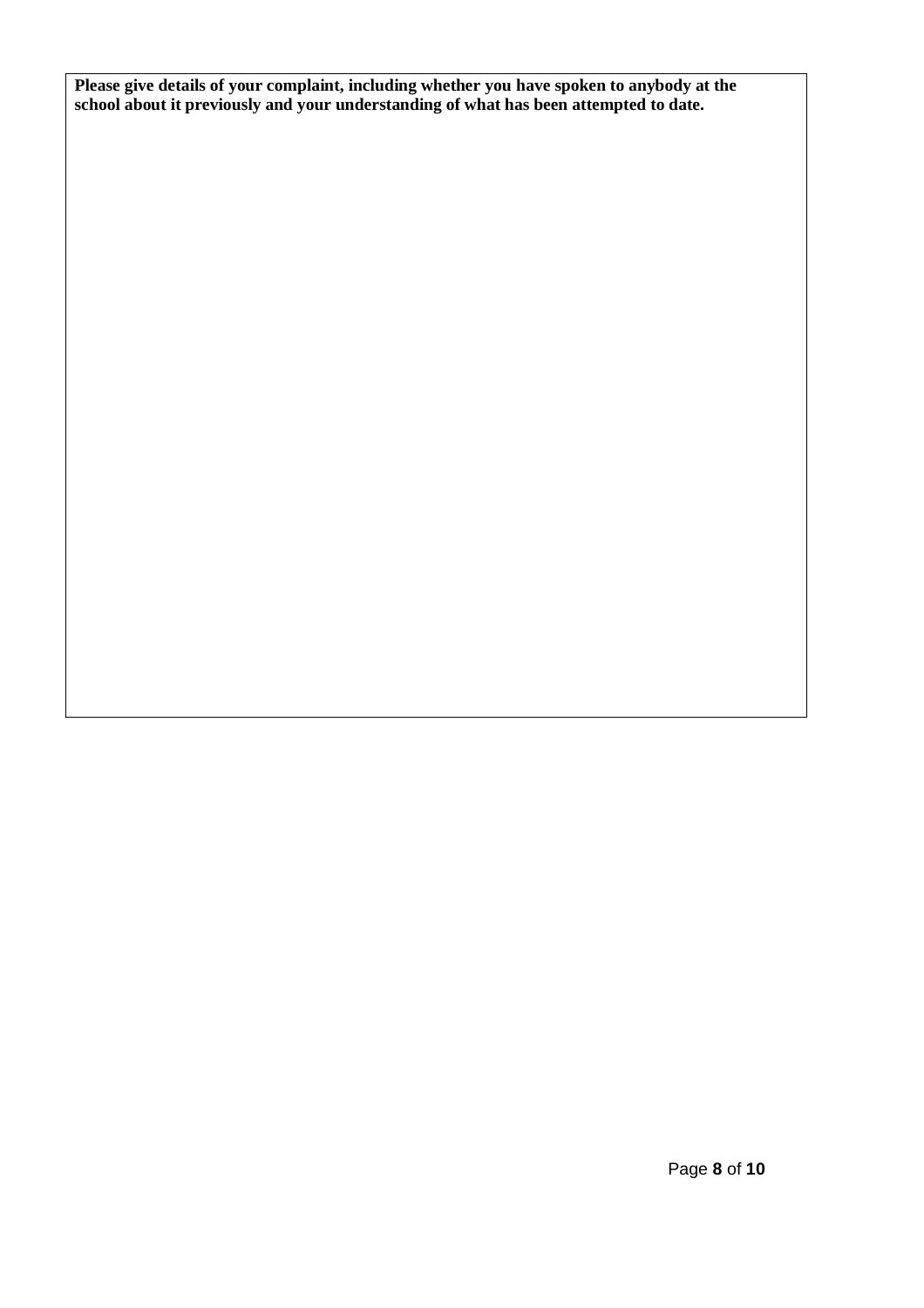**Please give details of your complaint, including whether you have spoken to anybody at the school about it previously and your understanding of what has been attempted to date.**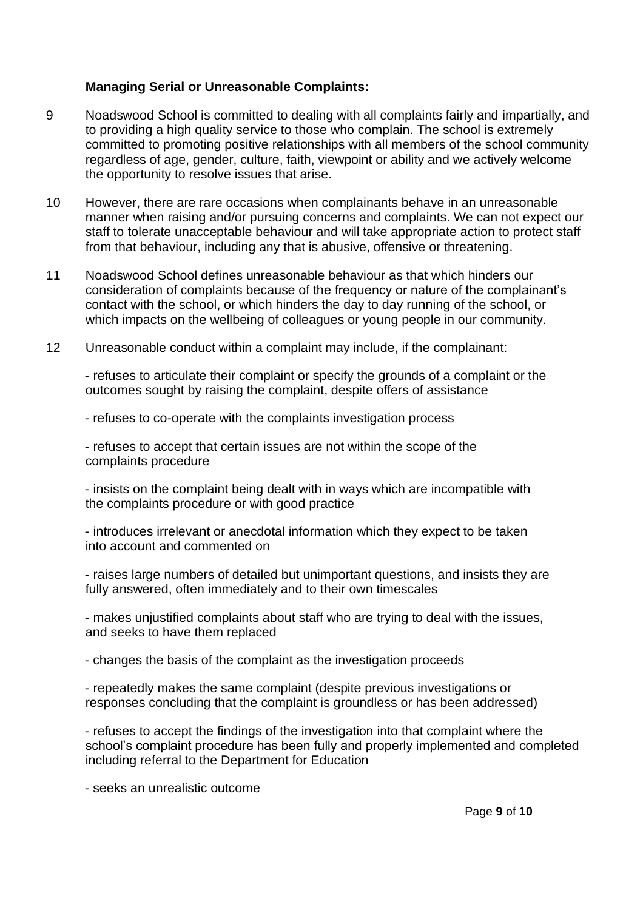**Managing Serial or Unreasonable Complaints:**

9 Noadswood School is committed to dealing with all complaints fairly and impartially, and to providing a high quality service to those who complain. The school is extremely committed to promoting positive relationships with all members of the school community regardless of age, gender, culture, faith, viewpoint or ability and we actively welcome the opportunity to resolve issues that arise.

10 However, there are rare occasions when complainants behave in an unreasonable manner when raising and/or pursuing concerns and complaints. We can not expect our staff to tolerate unacceptable behaviour and will take appropriate action to protect staff from that behaviour, including any that is abusive, offensive or threatening.

11 Noadswood School defines unreasonable behaviour as that which hinders our consideration of complaints because of the frequency or nature of the complainant's contact with the school, or which hinders the day to day running of the school, or which impacts on the wellbeing of colleagues or young people in our community.

12 Unreasonable conduct within a complaint may include, if the complainant:

- refuses to articulate their complaint or specify the grounds of a complaint or the outcomes sought by raising the complaint, despite offers of assistance

- refuses to co-operate with the complaints investigation process

- refuses to accept that certain issues are not within the scope of the complaints procedure

- insists on the complaint being dealt with in ways which are incompatible with the complaints procedure or with good practice

- introduces irrelevant or anecdotal information which they expect to be taken into account and commented on

- raises large numbers of detailed but unimportant questions, and insists they are fully answered, often immediately and to their own timescales

- makes unjustified complaints about staff who are trying to deal with the issues, and seeks to have them replaced

- changes the basis of the complaint as the investigation proceeds

- repeatedly makes the same complaint (despite previous investigations or responses concluding that the complaint is groundless or has been addressed)

- refuses to accept the findings of the investigation into that complaint where the school's complaint procedure has been fully and properly implemented and completed including referral to the Department for Education

- seeks an unrealistic outcome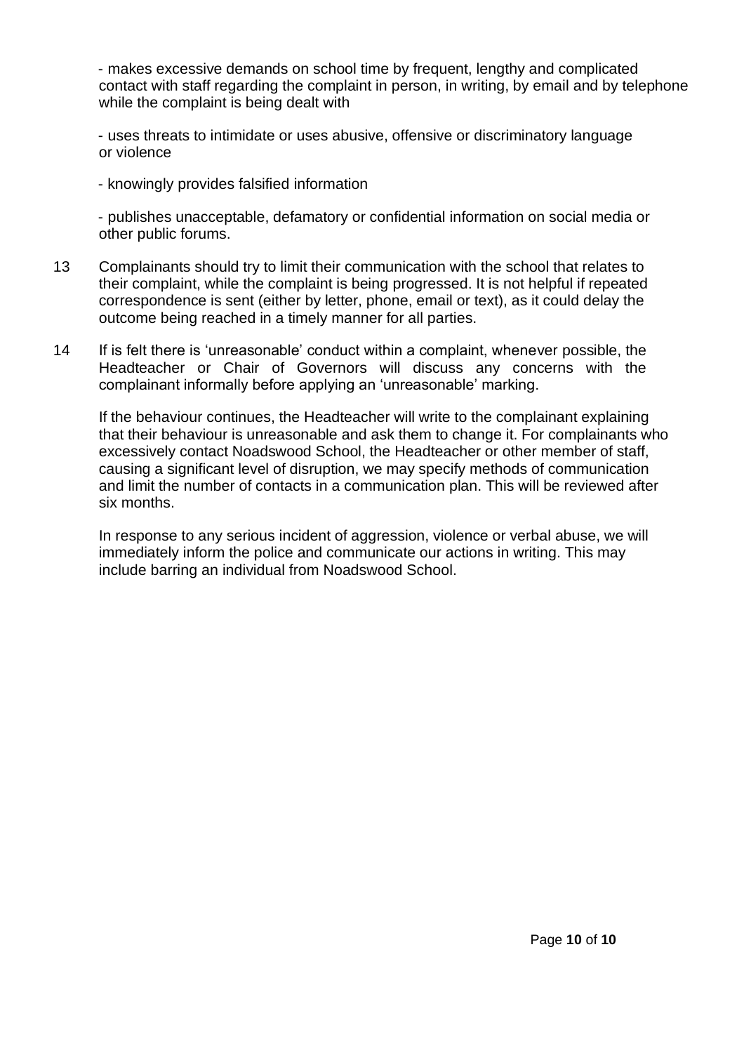- makes excessive demands on school time by frequent, lengthy and complicated contact with staff regarding the complaint in person, in writing, by email and by telephone while the complaint is being dealt with

- uses threats to intimidate or uses abusive, offensive or discriminatory language or violence

- knowingly provides falsified information

- publishes unacceptable, defamatory or confidential information on social media or other public forums.

13 Complainants should try to limit their communication with the school that relates to their complaint, while the complaint is being progressed. It is not helpful if repeated correspondence is sent (either by letter, phone, email or text), as it could delay the outcome being reached in a timely manner for all parties.

14 If is felt there is 'unreasonable' conduct within a complaint, whenever possible, the Headteacher or Chair of Governors will discuss any concerns with the complainant informally before applying an 'unreasonable' marking.

If the behaviour continues, the Headteacher will write to the complainant explaining that their behaviour is unreasonable and ask them to change it. For complainants who excessively contact Noadswood School, the Headteacher or other member of staff, causing a significant level of disruption, we may specify methods of communication and limit the number of contacts in a communication plan. This will be reviewed after six months.

In response to any serious incident of aggression, violence or verbal abuse, we will immediately inform the police and communicate our actions in writing. This may include barring an individual from Noadswood School.